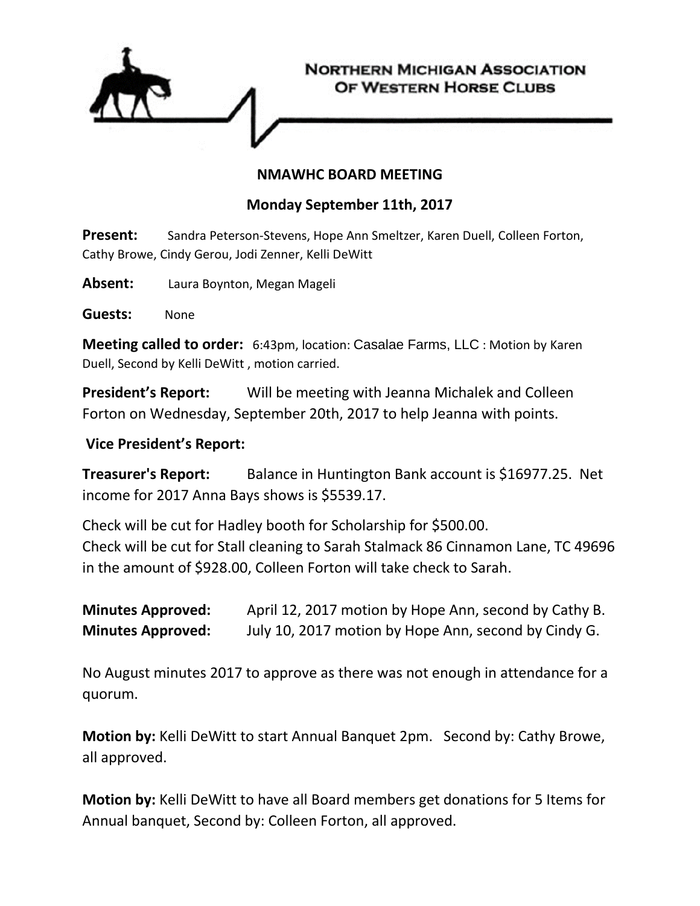NORTHERN MICHIGAN ASSOCIATION OF WESTERN HORSE CLUBS

# NMAWHC BOARD MEETING

## Monday September 11th, 2017

**Present:** Sandra Peterson-Stevens, Hope Ann Smeltzer, Karen Duell, Colleen Forton, Cathy Browe, Cindy Gerou, Jodi Zenner, Kelli DeWitt

**Absent:** Laura Boynton, Megan Mageli

**Guests:** None

**Meeting called to order:** 6:43pm, location: Casalae Farms, LLC : Motion by Karen Duell, Second by Kelli DeWitt , motion carried.

**President's Report:** Will be meeting with Jeanna Michalek and Colleen Forton on Wednesday, September 20th, 2017 to help Jeanna with points.

**Vice President's Report:**

**Treasurer's Report:** Balance in Huntington Bank account is $16977.25. Net income for 2017 Anna Bays shows is $5539.17.

Check will be cut for Hadley booth for Scholarship for $500.00.
Check will be cut for Stall cleaning to Sarah Stalmack 86 Cinnamon Lane, TC 49696 in the amount of $928.00, Colleen Forton will take check to Sarah.

**Minutes Approved:** April 12, 2017 motion by Hope Ann, second by Cathy B.
**Minutes Approved:** July 10, 2017 motion by Hope Ann, second by Cindy G.

No August minutes 2017 to approve as there was not enough in attendance for a quorum.

**Motion by:** Kelli DeWitt to start Annual Banquet 2pm. Second by: Cathy Browe, all approved.

**Motion by:** Kelli DeWitt to have all Board members get donations for 5 Items for Annual banquet, Second by: Colleen Forton, all approved.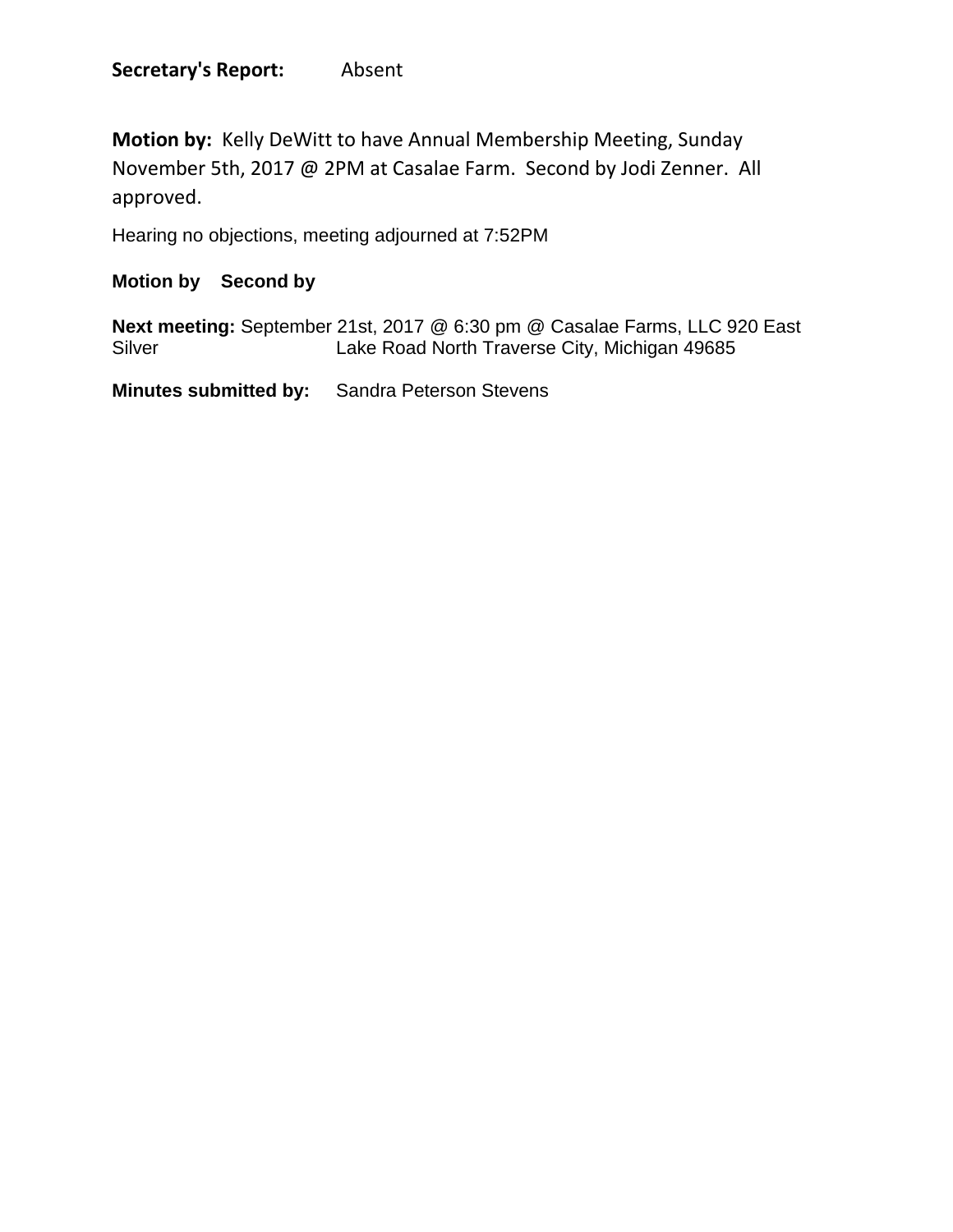**Secretary's Report:** Absent

**Motion by:** Kelly DeWitt to have Annual Membership Meeting, Sunday November 5th, 2017 @ 2PM at Casalae Farm. Second by Jodi Zenner. All approved.

Hearing no objections, meeting adjourned at 7:52PM

**Motion by** **Second by**

**Next meeting:** September 21st, 2017 @ 6:30 pm @ Casalae Farms, LLC 920 East Silver Lake Road North Traverse City, Michigan 49685

**Minutes submitted by:** Sandra Peterson Stevens